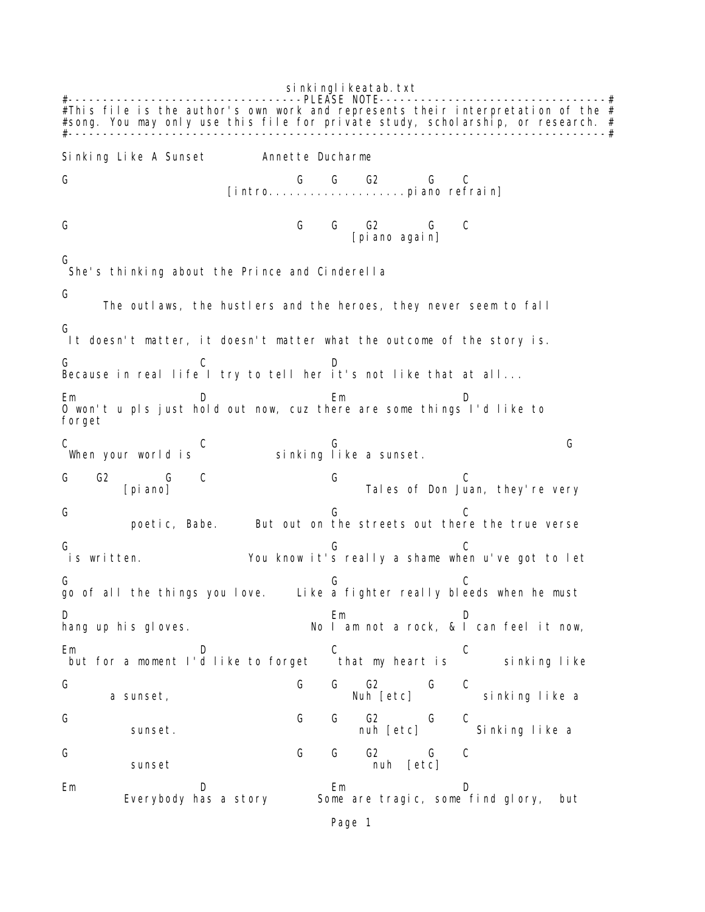sinkinglikeatab.txt

```
#----------------------------------PLEASE NOTE---------------------------------#
#This file is the author's own work and represents their interpretation of the #
#song. You may only use this file for private study, scholarship, or research. #
#------------------------------------------------------------------------------#

Sinking Like A Sunset        Annette Ducharme

G                                 G    G    G2       G    C
                        [intro...................piano refrain]


G                                 G    G    G2       G    C
                                            [piano again]

G
 She's thinking about the Prince and Cinderella

G
      The outlaws, the hustlers and the heroes, they never seem to fall

G
 It doesn't matter, it doesn't matter what the outcome of the story is.

G                  C                       D
Because in real life I try to tell her it's not like that at all...

Em                 D                       Em                  D
O won't u pls just hold out now, cuz there are some things I'd like to
forget

C                  C                       G                                  G
 When your world is           sinking like a sunset.

G    G2       G    C                       G                   C
        [piano]                                Tales of Don Juan, they're very

G                                          G                   C
          poetic, Babe.      But out on the streets out there the true verse

G                                          G                   C
 is written.             You know it's really a shame when u've got to let

G                                          G                   C
go of all the things you love.     Like a fighter really bleeds when he must

D                                          Em                  D
hang up his gloves.                  No I am not a rock, & I can feel it now,

Em                 D                       C                   C
 but for a moment I'd like to forget     that my heart is        sinking like

G                                 G    G    G2       G    C
      a sunset,                             Nuh [etc]          sinking like a

G                                 G    G    G2       G    C
         sunset.                             nuh [etc]        Sinking like a

G                                 G    G    G2       G    C
         sunset                                nuh  [etc]

Em                 D                       Em                  D
        Everybody has a story        Some are tragic, some find glory,  but
```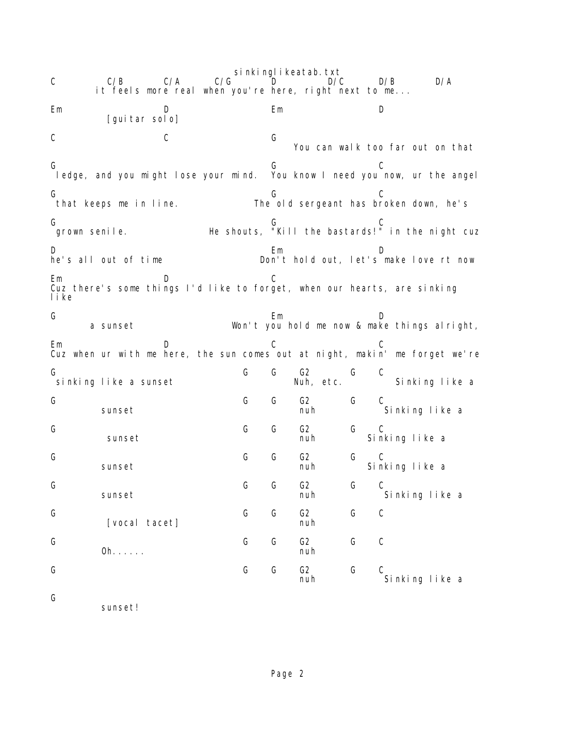```
C         C/B        C/A      C/G        D         D/C       D/B        D/A
         it feels more real when you're here, right next to me...

Em                  D                    Em                 D
          [guitar solo]

C                   C                    G
                                             You can walk too far out on that

G                                        G                  C
 ledge, and you might lose your mind.  You know I need you now, ur the angel

G                                        G                  C
 that keeps me in line.              The old sergeant has broken down, he's

G                                        G                  C
 grown senile.              He shouts, "Kill the bastards!" in the night cuz

D                                        Em                 D
he's all out of time                   Don't hold out, let's make love rt now

Em                  D                    C
Cuz there's some things I'd like to forget, when our hearts, are sinking
like

G                                        Em                 D
       a sunset                    Won't you hold me now & make things alright,

Em                  D                    C                  C
Cuz when ur with me here, the sun comes out at night, makin' me forget we're

G                                   G    G    G2       G    C
 sinking like a sunset                        Nuh, etc.       Sinking like a

G                                   G    G    G2       G    C
         sunset                               nuh           Sinking like a

G                                   G    G    G2       G    C
          sunset                              nuh        Sinking like a

G                                   G    G    G2       G    C
         sunset                               nuh        Sinking like a

G                                   G    G    G2       G    C
         sunset                               nuh           Sinking like a

G                                   G    G    G2       G    C
          [vocal tacet]                       nuh

G                                   G    G    G2       G    C
         Oh......                             nuh

G                                   G    G    G2       G    C
                                              nuh           Sinking like a

G
         sunset!
```